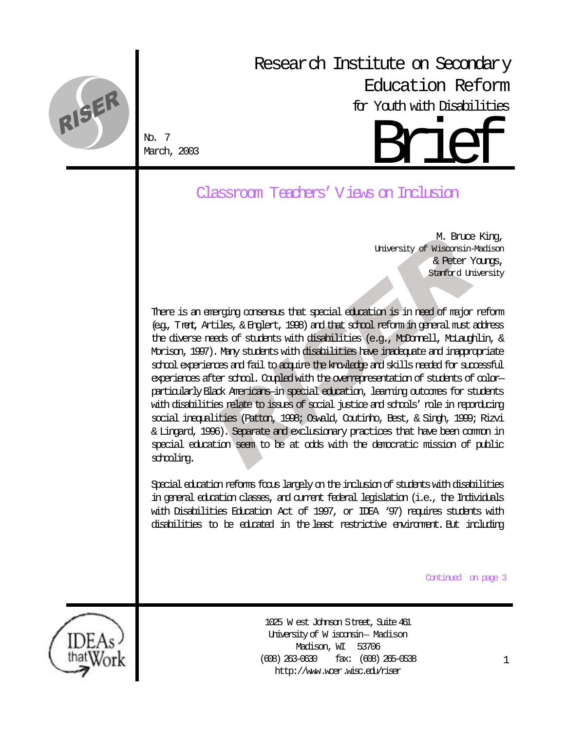# Research Institute on Secondary Education Reform for Youth with Disabilities

# Brief

No. 7
March, 2003

## Classroom Teachers' Views on Inclusion

M. Bruce King,
University of Wisconsin-Madison
& Peter Youngs,
Stanford University

There is an emerging consensus that special education is in need of major reform (e.g., Trent, Artiles, & Englert, 1998) and that school reform in general must address the diverse needs of students with disabilities (e.g., McDonnell, McLaughlin, & Morison, 1997). Many students with disabilities have inadequate and inappropriate school experiences and fail to acquire the knowledge and skills needed for successful experiences after school. Coupled with the overrepresentation of students of color—particularly Black Americans—in special education, learning outcomes for students with disabilities relate to issues of social justice and schools' role in reproducing social inequalities (Patton, 1998; Oswald, Coutinho, Best, & Singh, 1999; Rizvi & Lingard, 1996). Separate and exclusionary practices that have been common in special education seem to be at odds with the democratic mission of public schooling.

Special education reforms focus largely on the inclusion of students with disabilities in general education classes, and current federal legislation (i.e., the Individuals with Disabilities Education Act of 1997, or IDEA '97) requires students with disabilities to be educated in the least restrictive environment. But including

*Continued on page 3*

1025 West Johnson Street, Suite 461
University of Wisconsin–Madison
Madison, WI 53706
(608) 263-0630 fax: (608) 265-0538
http://www.wcer.wisc.edu/riser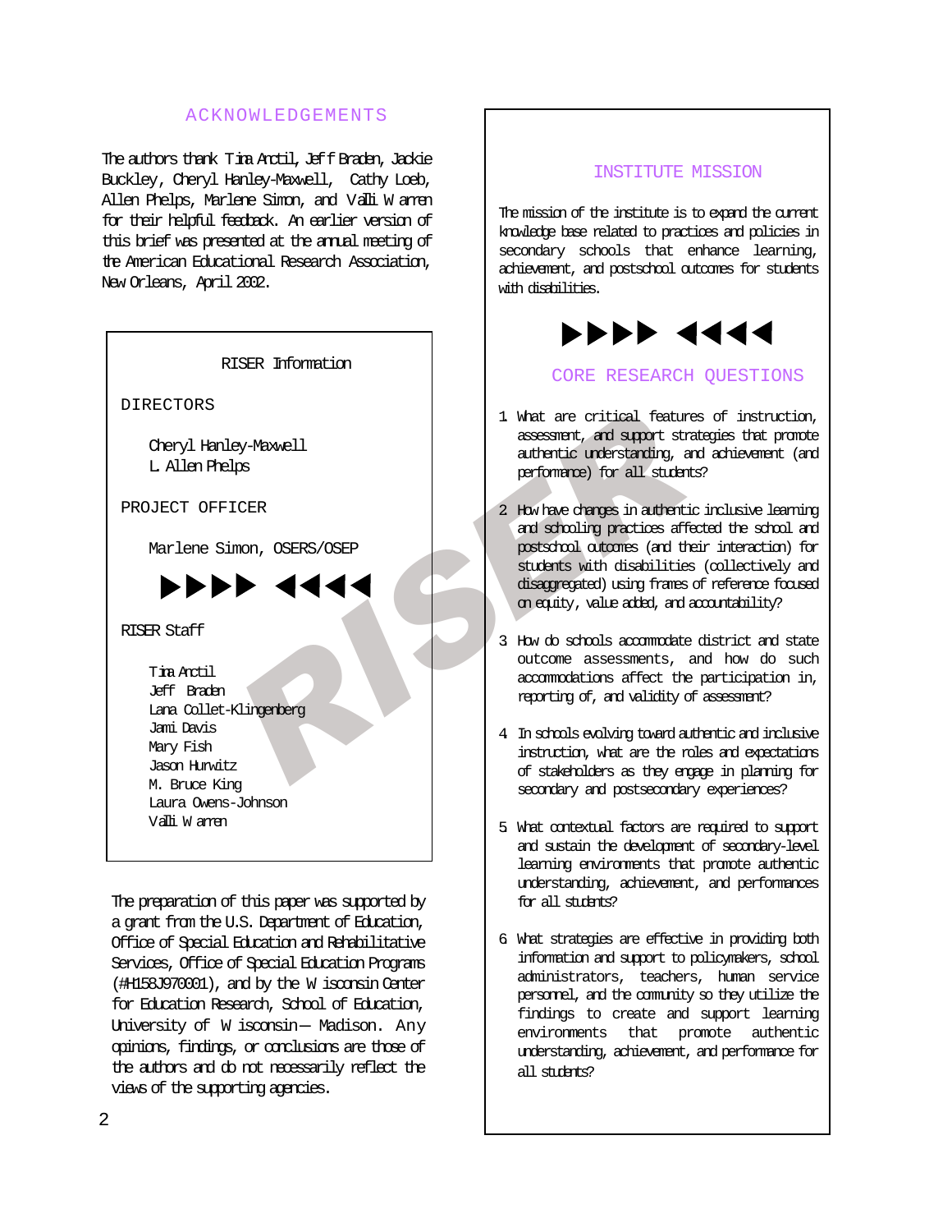## ACKNOWLEDGEMENTS

The authors thank Tina Arctil, Jeff Braden, Jackie Buckley, Cheryl Hanley-Maxwell, Cathy Loeb, Allen Phelps, Marlene Simon, and Valli Warren for their helpful feedback. An earlier version of this brief was presented at the annual meeting of the American Educational Research Association, New Orleans, April 2002.

### RISER Information

**DIRECTORS**

Cheryl Hanley-Maxwell
L. Allen Phelps

**PROJECT OFFICER**

Marlene Simon, OSERS/OSEP

▶▶▶▶ ◀◀◀◀

**RISER Staff**

Tina Arctil
Jeff Braden
Lana Collet-Klingenberg
Jami Davis
Mary Fish
Jason Hurwitz
M. Bruce King
Laura Owens-Johnson
Valli Warren

The preparation of this paper was supported by a grant from the U.S. Department of Education, Office of Special Education and Rehabilitative Services, Office of Special Education Programs (#H158J970001), and by the Wisconsin Center for Education Research, School of Education, University of Wisconsin–Madison. Any opinions, findings, or conclusions are those of the authors and do not necessarily reflect the views of the supporting agencies.

## INSTITUTE MISSION

The mission of the institute is to expand the current knowledge base related to practices and policies in secondary schools that enhance learning, achievement, and postschool outcomes for students with disabilities.

▶▶▶▶ ◀◀◀◀

## CORE RESEARCH QUESTIONS

1. What are critical features of instruction, assessment, and support strategies that promote authentic understanding, and achievement (and performance) for all students?
2. How have changes in authentic inclusive learning and schooling practices affected the school and postschool outcomes (and their interaction) for students with disabilities (collectively and disaggregated) using frames of reference focused on equity, value added, and accountability?
3. How do schools accommodate district and state outcome assessments, and how do such accommodations affect the participation in, reporting of, and validity of assessment?
4. In schools evolving toward authentic and inclusive instruction, what are the roles and expectations of stakeholders as they engage in planning for secondary and postsecondary experiences?
5. What contextual factors are required to support and sustain the development of secondary-level learning environments that promote authentic understanding, achievement, and performances for all students?
6. What strategies are effective in providing both information and support to policymakers, school administrators, teachers, human service personnel, and the community so they utilize the findings to create and support learning environments that promote authentic understanding, achievement, and performance for all students?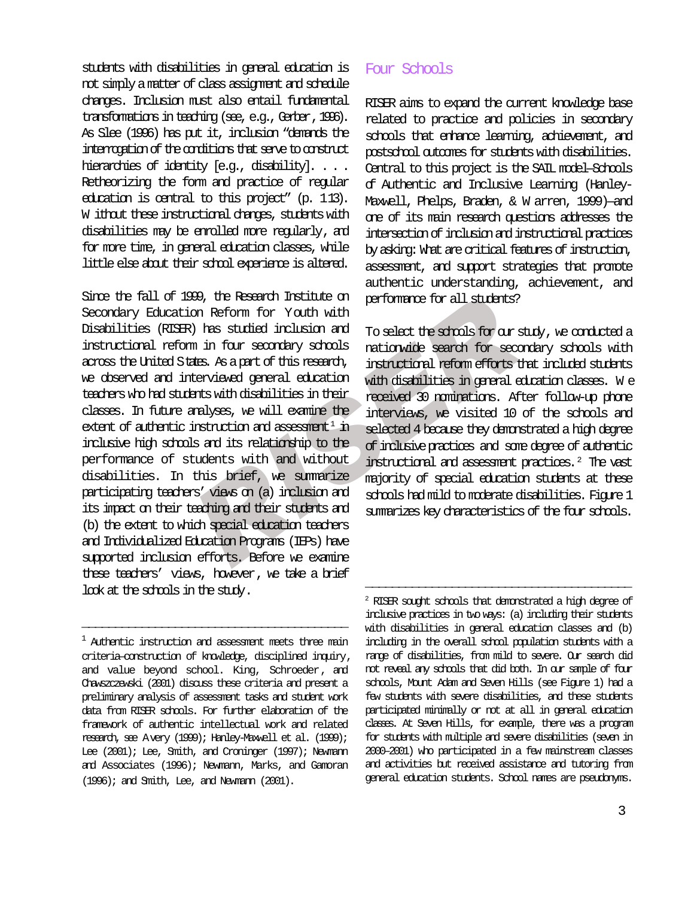students with disabilities in general education is not simply a matter of class assignment and schedule changes. Inclusion must also entail fundamental transformations in teaching (see, e.g., Gerber, 1996). As Slee (1996) has put it, inclusion "demands the interrogation of the conditions that serve to construct hierarchies of identity [e.g., disability]. . . . Retheorizing the form and practice of regular education is central to this project" (p. 113). Without these instructional changes, students with disabilities may be enrolled more regularly, and for more time, in general education classes, while little else about their school experience is altered.

Since the fall of 1999, the Research Institute on Secondary Education Reform for Youth with Disabilities (RISER) has studied inclusion and instructional reform in four secondary schools across the United States. As a part of this research, we observed and interviewed general education teachers who had students with disabilities in their classes. In future analyses, we will examine the extent of authentic instruction and assessment[1] in inclusive high schools and its relationship to the performance of students with and without disabilities. In this brief, we summarize participating teachers' views on (a) inclusion and its impact on their teaching and their students and (b) the extent to which special education teachers and Individualized Education Programs (IEPs) have supported inclusion efforts. Before we examine these teachers' views, however, we take a brief look at the schools in the study.

[1] Authentic instruction and assessment meets three main criteria—construction of knowledge, disciplined inquiry, and value beyond school. King, Schroeder, and Chawszczewski (2001) discuss these criteria and present a preliminary analysis of assessment tasks and student work data from RISER schools. For further elaboration of the framework of authentic intellectual work and related research, see Avery (1999); Hanley-Maxwell et al. (1999); Lee (2001); Lee, Smith, and Croninger (1997); Newmann and Associates (1996); Newmann, Marks, and Gamoran (1996); and Smith, Lee, and Newmann (2001).

## Four Schools

RISER aims to expand the current knowledge base related to practice and policies in secondary schools that enhance learning, achievement, and postschool outcomes for students with disabilities. Central to this project is the SAIL model—Schools of Authentic and Inclusive Learning (Hanley-Maxwell, Phelps, Braden, & Warren, 1999)—and one of its main research questions addresses the intersection of inclusion and instructional practices by asking: What are critical features of instruction, assessment, and support strategies that promote authentic understanding, achievement, and performance for all students?

To select the schools for our study, we conducted a nationwide search for secondary schools with instructional reform efforts that included students with disabilities in general education classes. We received 30 nominations. After follow-up phone interviews, we visited 10 of the schools and selected 4 because they demonstrated a high degree of inclusive practices and some degree of authentic instructional and assessment practices.[2] The vast majority of special education students at these schools had mild to moderate disabilities. Figure 1 summarizes key characteristics of the four schools.

[2] RISER sought schools that demonstrated a high degree of inclusive practices in two ways: (a) including their students with disabilities in general education classes and (b) including in the overall school population students with a range of disabilities, from mild to severe. Our search did not reveal any schools that did both. In our sample of four schools, Mount Adam and Seven Hills (see Figure 1) had a few students with severe disabilities, and these students participated minimally or not at all in general education classes. At Seven Hills, for example, there was a program for students with multiple and severe disabilities (seven in 2000–2001) who participated in a few mainstream classes and activities but received assistance and tutoring from general education students. School names are pseudonyms.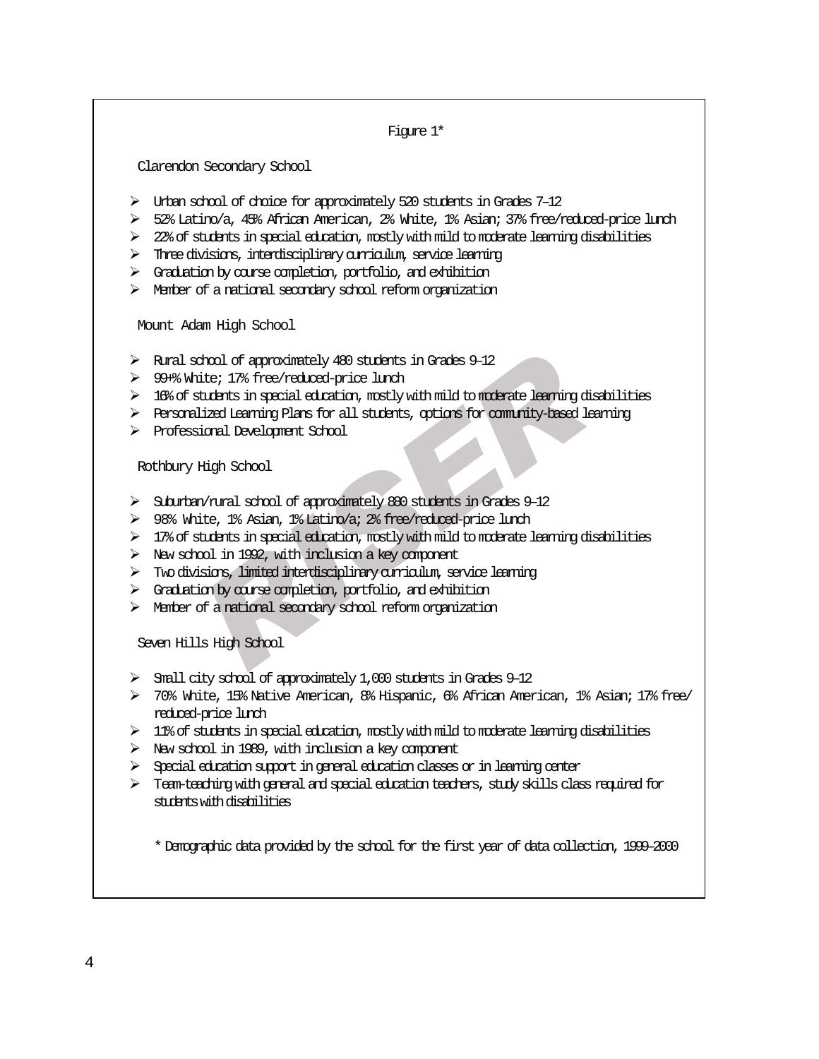Figure 1*

Clarendon Secondary School

- Urban school of choice for approximately 520 students in Grades 7–12
- 52% Latino/a, 45% African American, 2% White, 1% Asian; 37% free/reduced-price lunch
- 22% of students in special education, mostly with mild to moderate learning disabilities
- Three divisions, interdisciplinary curriculum, service learning
- Graduation by course completion, portfolio, and exhibition
- Member of a national secondary school reform organization

Mount Adam High School

- Rural school of approximately 480 students in Grades 9–12
- 99+% White; 17% free/reduced-price lunch
- 16% of students in special education, mostly with mild to moderate learning disabilities
- Personalized Learning Plans for all students, options for community-based learning
- Professional Development School

Rothbury High School

- Suburban/rural school of approximately 880 students in Grades 9–12
- 98% White, 1% Asian, 1% Latino/a; 2% free/reduced-price lunch
- 17% of students in special education, mostly with mild to moderate learning disabilities
- New school in 1992, with inclusion a key component
- Two divisions, limited interdisciplinary curriculum, service learning
- Graduation by course completion, portfolio, and exhibition
- Member of a national secondary school reform organization

Seven Hills High School

- Small city school of approximately 1,000 students in Grades 9–12
- 70% White, 15% Native American, 8% Hispanic, 6% African American, 1% Asian; 17% free/reduced-price lunch
- 11% of students in special education, mostly with mild to moderate learning disabilities
- New school in 1989, with inclusion a key component
- Special education support in general education classes or in learning center
- Team-teaching with general and special education teachers, study skills class required for students with disabilities

\* Demographic data provided by the school for the first year of data collection, 1999–2000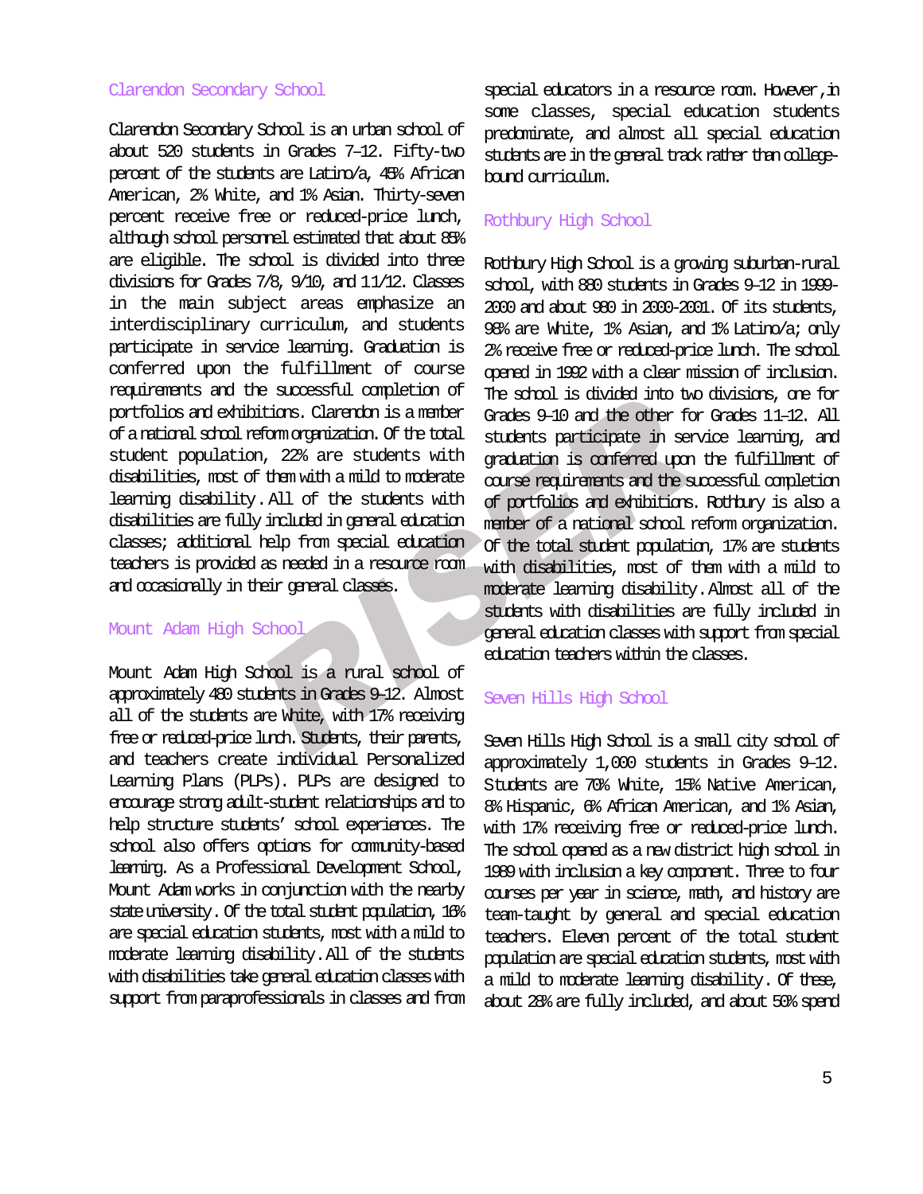## Clarendon Secondary School

Clarendon Secondary School is an urban school of about 520 students in Grades 7–12. Fifty-two percent of the students are Latino/a, 45% African American, 2% White, and 1% Asian. Thirty-seven percent receive free or reduced-price lunch, although school personnel estimated that about 85% are eligible. The school is divided into three divisions for Grades 7/8, 9/10, and 11/12. Classes in the main subject areas emphasize an interdisciplinary curriculum, and students participate in service learning. Graduation is conferred upon the fulfillment of course requirements and the successful completion of portfolios and exhibitions. Clarendon is a member of a national school reform organization. Of the total student population, 22% are students with disabilities, most of them with a mild to moderate learning disability. All of the students with disabilities are fully included in general education classes; additional help from special education teachers is provided as needed in a resource room and occasionally in their general classes.

## Mount Adam High School

Mount Adam High School is a rural school of approximately 480 students in Grades 9–12. Almost all of the students are White, with 17% receiving free or reduced-price lunch. Students, their parents, and teachers create individual Personalized Learning Plans (PLPs). PLPs are designed to encourage strong adult-student relationships and to help structure students' school experiences. The school also offers options for community-based learning. As a Professional Development School, Mount Adam works in conjunction with the nearby state university. Of the total student population, 16% are special education students, most with a mild to moderate learning disability. All of the students with disabilities take general education classes with support from paraprofessionals in classes and from special educators in a resource room. However, in some classes, special education students predominate, and almost all special education students are in the general track rather than college-bound curriculum.

## Rothbury High School

Rothbury High School is a growing suburban-rural school, with 880 students in Grades 9–12 in 1999-2000 and about 980 in 2000-2001. Of its students, 98% are White, 1% Asian, and 1% Latino/a; only 2% receive free or reduced-price lunch. The school opened in 1992 with a clear mission of inclusion. The school is divided into two divisions, one for Grades 9–10 and the other for Grades 11–12. All students participate in service learning, and graduation is conferred upon the fulfillment of course requirements and the successful completion of portfolios and exhibitions. Rothbury is also a member of a national school reform organization. Of the total student population, 17% are students with disabilities, most of them with a mild to moderate learning disability. Almost all of the students with disabilities are fully included in general education classes with support from special education teachers within the classes.

## Seven Hills High School

Seven Hills High School is a small city school of approximately 1,000 students in Grades 9–12. Students are 70% White, 15% Native American, 8% Hispanic, 6% African American, and 1% Asian, with 17% receiving free or reduced-price lunch. The school opened as a new district high school in 1989 with inclusion a key component. Three to four courses per year in science, math, and history are team-taught by general and special education teachers. Eleven percent of the total student population are special education students, most with a mild to moderate learning disability. Of these, about 28% are fully included, and about 50% spend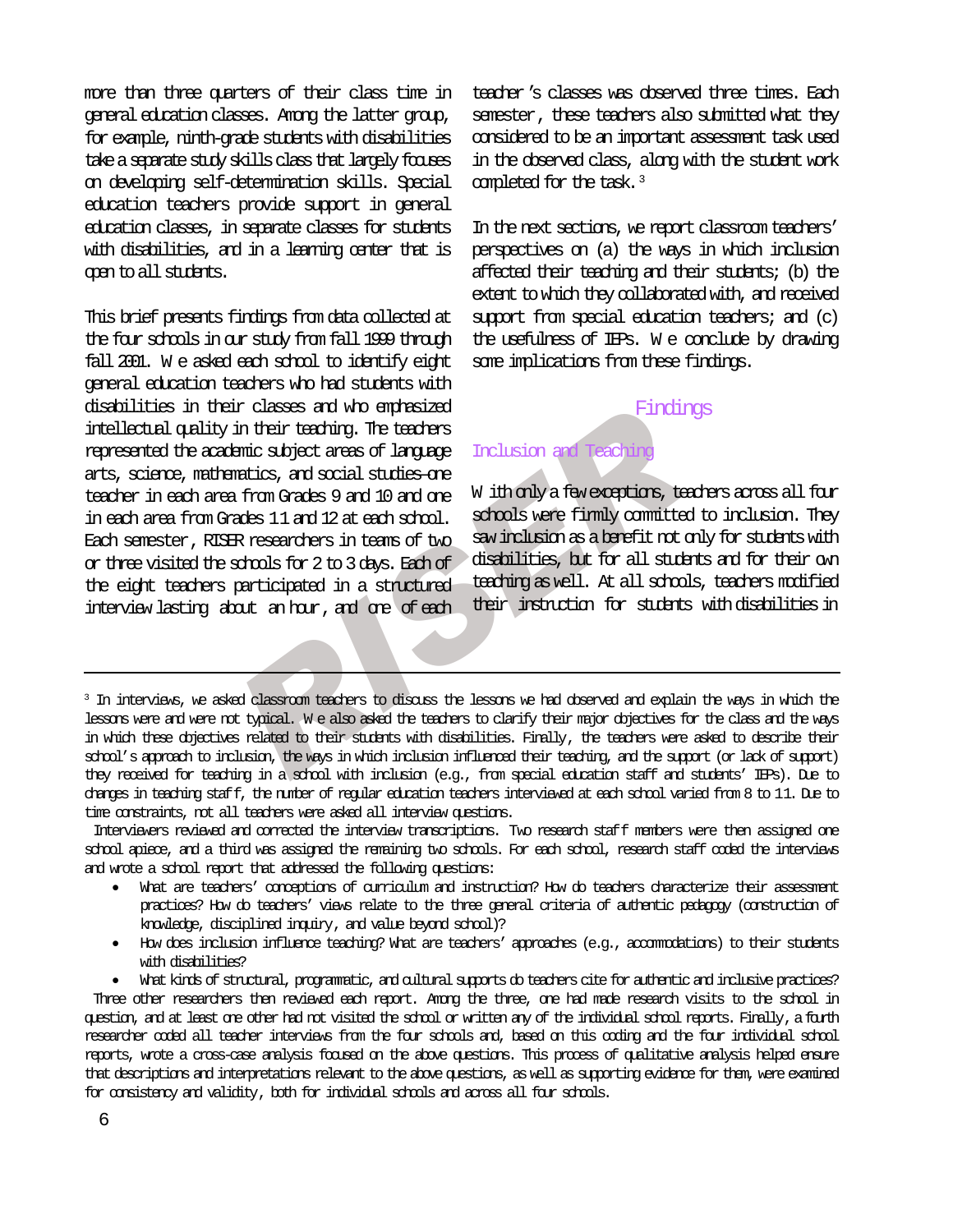more than three quarters of their class time in general education classes. Among the latter group, for example, ninth-grade students with disabilities take a separate study skills class that largely focuses on developing self-determination skills. Special education teachers provide support in general education classes, in separate classes for students with disabilities, and in a learning center that is open to all students.

This brief presents findings from data collected at the four schools in our study from fall 1999 through fall 2001. We asked each school to identify eight general education teachers who had students with disabilities in their classes and who emphasized intellectual quality in their teaching. The teachers represented the academic subject areas of language arts, science, mathematics, and social studies–one teacher in each area from Grades 9 and 10 and one in each area from Grades 11 and 12 at each school. Each semester, RISER researchers in teams of two or three visited the schools for 2 to 3 days. Each of the eight teachers participated in a structured interview lasting about an hour, and one of each teacher's classes was observed three times. Each semester, these teachers also submitted what they considered to be an important assessment task used in the observed class, along with the student work completed for the task.[3]

In the next sections, we report classroom teachers' perspectives on (a) the ways in which inclusion affected their teaching and their students; (b) the extent to which they collaborated with, and received support from special education teachers; and (c) the usefulness of IEPs. We conclude by drawing some implications from these findings.

## Findings

### Inclusion and Teaching

With only a few exceptions, teachers across all four schools were firmly committed to inclusion. They saw inclusion as a benefit not only for students with disabilities, but for all students and for their own teaching as well. At all schools, teachers modified their instruction for students with disabilities in

---

[3] In interviews, we asked classroom teachers to discuss the lessons we had observed and explain the ways in which the lessons were and were not typical. We also asked the teachers to clarify their major objectives for the class and the ways in which these objectives related to their students with disabilities. Finally, the teachers were asked to describe their school's approach to inclusion, the ways in which inclusion influenced their teaching, and the support (or lack of support) they received for teaching in a school with inclusion (e.g., from special education staff and students' IEPs). Due to changes in teaching staff, the number of regular education teachers interviewed at each school varied from 8 to 11. Due to time constraints, not all teachers were asked all interview questions.

Interviewers reviewed and corrected the interview transcriptions. Two research staff members were then assigned one school apiece, and a third was assigned the remaining two schools. For each school, research staff coded the interviews and wrote a school report that addressed the following questions:

- What are teachers' conceptions of curriculum and instruction? How do teachers characterize their assessment practices? How do teachers' views relate to the three general criteria of authentic pedagogy (construction of knowledge, disciplined inquiry, and value beyond school)?
- How does inclusion influence teaching? What are teachers' approaches (e.g., accommodations) to their students with disabilities?
- What kinds of structural, programmatic, and cultural supports do teachers cite for authentic and inclusive practices?

Three other researchers then reviewed each report. Among the three, one had made research visits to the school in question, and at least one other had not visited the school or written any of the individual school reports. Finally, a fourth researcher coded all teacher interviews from the four schools and, based on this coding and the four individual school reports, wrote a cross-case analysis focused on the above questions. This process of qualitative analysis helped ensure that descriptions and interpretations relevant to the above questions, as well as supporting evidence for them, were examined for consistency and validity, both for individual schools and across all four schools.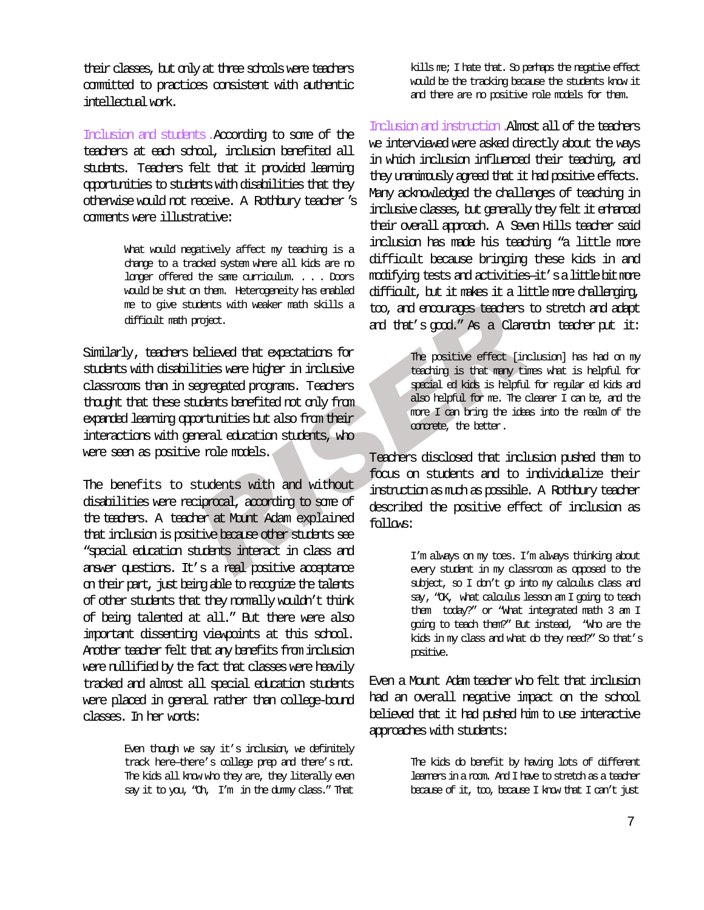their classes, but only at three schools were teachers committed to practices consistent with authentic intellectual work.

*Inclusion and students*. According to some of the teachers at each school, inclusion benefited all students. Teachers felt that it provided learning opportunities to students with disabilities that they otherwise would not receive. A Rothbury teacher's comments were illustrative:

> What would negatively affect my teaching is a change to a tracked system where all kids are no longer offered the same curriculum. . . . Doors would be shut on them. Heterogeneity has enabled me to give students with weaker math skills a difficult math project.

Similarly, teachers believed that expectations for students with disabilities were higher in inclusive classrooms than in segregated programs. Teachers thought that these students benefited not only from expanded learning opportunities but also from their interactions with general education students, who were seen as positive role models.

The benefits to students with and without disabilities were reciprocal, according to some of the teachers. A teacher at Mount Adam explained that inclusion is positive because other students see "special education students interact in class and answer questions. It's a real positive acceptance on their part, just being able to recognize the talents of other students that they normally wouldn't think of being talented at all." But there were also important dissenting viewpoints at this school. Another teacher felt that any benefits from inclusion were nullified by the fact that classes were heavily tracked and almost all special education students were placed in general rather than college-bound classes. In her words:

> Even though we say it's inclusion, we definitely track here—there's college prep and there's not. The kids all know who they are, they literally even say it to you, "Oh, I'm in the dummy class." That kills me; I hate that. So perhaps the negative effect would be the tracking because the students know it and there are no positive role models for them.

*Inclusion and instruction*. Almost all of the teachers we interviewed were asked directly about the ways in which inclusion influenced their teaching, and they unanimously agreed that it had positive effects. Many acknowledged the challenges of teaching in inclusive classes, but generally they felt it enhanced their overall approach. A Seven Hills teacher said inclusion has made his teaching "a little more difficult because bringing these kids in and modifying tests and activities—it's a little bit more difficult, but it makes it a little more challenging, too, and encourages teachers to stretch and adapt and that's good." As a Clarendon teacher put it:

> The positive effect [inclusion] has had on my teaching is that many times what is helpful for special ed kids is helpful for regular ed kids and also helpful for me. The clearer I can be, and the more I can bring the ideas into the realm of the concrete, the better.

Teachers disclosed that inclusion pushed them to focus on students and to individualize their instruction as much as possible. A Rothbury teacher described the positive effect of inclusion as follows:

> I'm always on my toes. I'm always thinking about every student in my classroom as opposed to the subject, so I don't go into my calculus class and say, "OK, what calculus lesson am I going to teach them today?" or "What integrated math 3 am I going to teach them?" But instead, "Who are the kids in my class and what do they need?" So that's positive.

Even a Mount Adam teacher who felt that inclusion had an overall negative impact on the school believed that it had pushed him to use interactive approaches with students:

> The kids do benefit by having lots of different learners in a room. And I have to stretch as a teacher because of it, too, because I know that I can't just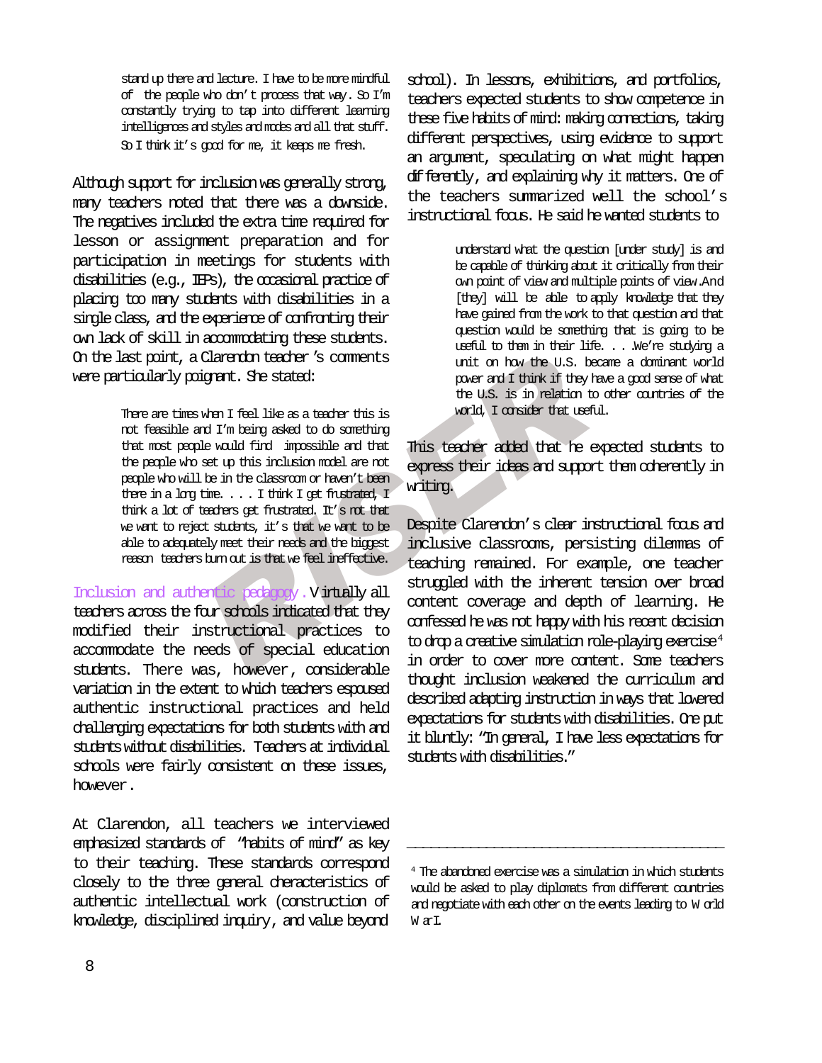> stand up there and lecture. I have to be more mindful of the people who don't process that way. So I'm constantly trying to tap into different learning intelligences and styles and modes and all that stuff. So I think it's good for me, it keeps me fresh.

Although support for inclusion was generally strong, many teachers noted that there was a downside. The negatives included the extra time required for lesson or assignment preparation and for participation in meetings for students with disabilities (e.g., IEPs), the occasional practice of placing too many students with disabilities in a single class, and the experience of confronting their own lack of skill in accommodating these students. On the last point, a Clarendon teacher's comments were particularly poignant. She stated:

> There are times when I feel like as a teacher this is not feasible and I'm being asked to do something that most people would find impossible and that the people who set up this inclusion model are not people who will be in the classroom or haven't been there in a long time. . . . I think I get frustrated, I think a lot of teachers get frustrated. It's not that we want to reject students, it's that we want to be able to adequately meet their needs and the biggest reason teachers burn out is that we feel ineffective.

**Inclusion and authentic pedagogy.** Virtually all teachers across the four schools indicated that they modified their instructional practices to accommodate the needs of special education students. There was, however, considerable variation in the extent to which teachers espoused authentic instructional practices and held challenging expectations for both students with and students without disabilities. Teachers at individual schools were fairly consistent on these issues, however.

At Clarendon, all teachers we interviewed emphasized standards of "habits of mind" as key to their teaching. These standards correspond closely to the three general characteristics of authentic intellectual work (construction of knowledge, disciplined inquiry, and value beyond school). In lessons, exhibitions, and portfolios, teachers expected students to show competence in these five habits of mind: making connections, taking different perspectives, using evidence to support an argument, speculating on what might happen differently, and explaining why it matters. One of the teachers summarized well the school's instructional focus. He said he wanted students to

> understand what the question [under study] is and be capable of thinking about it critically from their own point of view and multiple points of view. And [they] will be able to apply knowledge that they have gained from the work to that question and that question would be something that is going to be useful to them in their life. . . .We're studying a unit on how the U.S. became a dominant world power and I think if they have a good sense of what the U.S. is in relation to other countries of the world, I consider that useful.

This teacher added that he expected students to express their ideas and support them coherently in writing.

Despite Clarendon's clear instructional focus and inclusive classrooms, persisting dilemmas of teaching remained. For example, one teacher struggled with the inherent tension over broad content coverage and depth of learning. He confessed he was not happy with his recent decision to drop a creative simulation role-playing exercise[4] in order to cover more content. Some teachers thought inclusion weakened the curriculum and described adapting instruction in ways that lowered expectations for students with disabilities. One put it bluntly: "In general, I have less expectations for students with disabilities."

---

[4] The abandoned exercise was a simulation in which students would be asked to play diplomats from different countries and negotiate with each other on the events leading to World War I.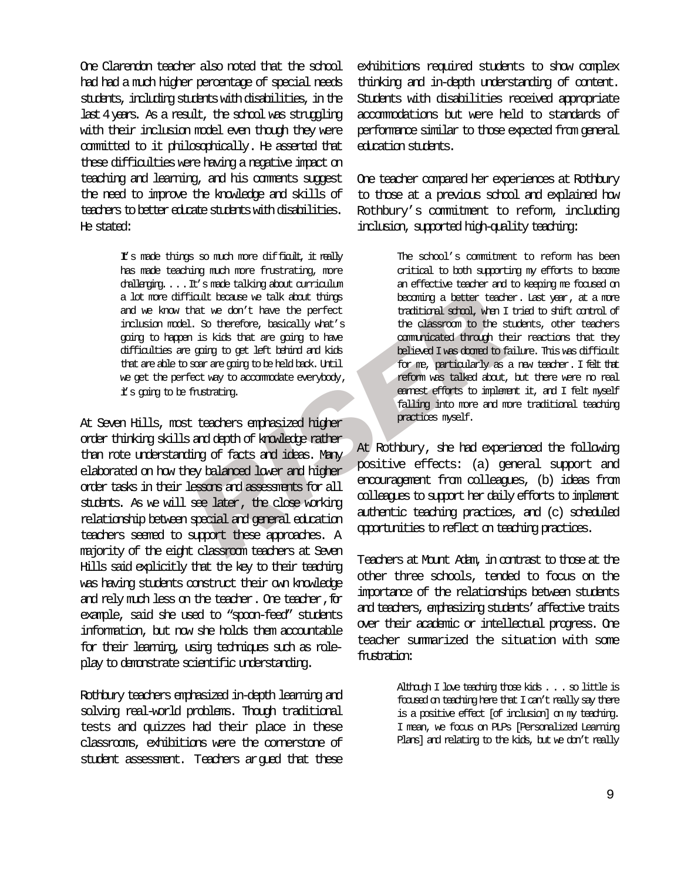One Clarendon teacher also noted that the school had had a much higher percentage of special needs students, including students with disabilities, in the last 4 years. As a result, the school was struggling with their inclusion model even though they were committed to it philosophically. He asserted that these difficulties were having a negative impact on teaching and learning, and his comments suggest the need to improve the knowledge and skills of teachers to better educate students with disabilities. He stated:

> It's made things so much more difficult, it really has made teaching much more frustrating, more challenging. . . . It's made talking about curriculum a lot more difficult because we talk about things and we know that we don't have the perfect inclusion model. So therefore, basically what's going to happen is kids that are going to have difficulties are going to get left behind and kids that are able to soar are going to be held back. Until we get the perfect way to accommodate everybody, it's going to be frustrating.

At Seven Hills, most teachers emphasized higher order thinking skills and depth of knowledge rather than rote understanding of facts and ideas. Many elaborated on how they balanced lower and higher order tasks in their lessons and assessments for all students. As we will see later, the close working relationship between special and general education teachers seemed to support these approaches. A majority of the eight classroom teachers at Seven Hills said explicitly that the key to their teaching was having students construct their own knowledge and rely much less on the teacher. One teacher, for example, said she used to "spoon-feed" students information, but now she holds them accountable for their learning, using techniques such as role-play to demonstrate scientific understanding.

Rothbury teachers emphasized in-depth learning and solving real-world problems. Though traditional tests and quizzes had their place in these classrooms, exhibitions were the cornerstone of student assessment. Teachers argued that these exhibitions required students to show complex thinking and in-depth understanding of content. Students with disabilities received appropriate accommodations but were held to standards of performance similar to those expected from general education students.

One teacher compared her experiences at Rothbury to those at a previous school and explained how Rothbury's commitment to reform, including inclusion, supported high-quality teaching:

> The school's commitment to reform has been critical to both supporting my efforts to become an effective teacher and to keeping me focused on becoming a better teacher. Last year, at a more traditional school, when I tried to shift control of the classroom to the students, other teachers communicated through their reactions that they believed I was doomed to failure. This was difficult for me, particularly as a new teacher. I felt that reform was talked about, but there were no real earnest efforts to implement it, and I felt myself falling into more and more traditional teaching practices myself.

At Rothbury, she had experienced the following positive effects: (a) general support and encouragement from colleagues, (b) ideas from colleagues to support her daily efforts to implement authentic teaching practices, and (c) scheduled opportunities to reflect on teaching practices.

Teachers at Mount Adam, in contrast to those at the other three schools, tended to focus on the importance of the relationships between students and teachers, emphasizing students' affective traits over their academic or intellectual progress. One teacher summarized the situation with some frustration:

> Although I love teaching those kids . . . so little is focused on teaching here that I can't really say there is a positive effect [of inclusion] on my teaching. I mean, we focus on PLPs [Personalized Learning Plans] and relating to the kids, but we don't really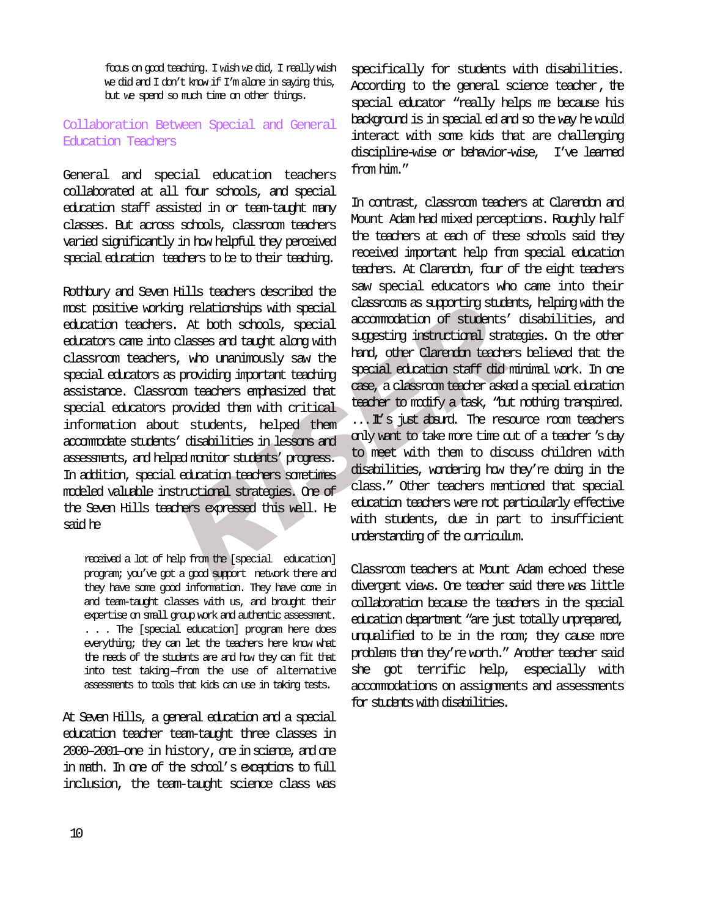> focus on good teaching. I wish we did, I really wish we did and I don't know if I'm alone in saying this, but we spend so much time on other things.

## Collaboration Between Special and General Education Teachers

General and special education teachers collaborated at all four schools, and special education staff assisted in or team-taught many classes. But across schools, classroom teachers varied significantly in how helpful they perceived special education teachers to be to their teaching.

Rothbury and Seven Hills teachers described the most positive working relationships with special education teachers. At both schools, special educators came into classes and taught along with classroom teachers, who unanimously saw the special educators as providing important teaching assistance. Classroom teachers emphasized that special educators provided them with critical information about students, helped them accommodate students' disabilities in lessons and assessments, and helped monitor students' progress. In addition, special education teachers sometimes modeled valuable instructional strategies. One of the Seven Hills teachers expressed this well. He said he

> received a lot of help from the [special education] program; you've got a good support network there and they have some good information. They have come in and team-taught classes with us, and brought their expertise on small group work and authentic assessment. . . . The [special education] program here does everything; they can let the teachers here know what the needs of the students are and how they can fit that into test taking—from the use of alternative assessments to tools that kids can use in taking tests.

At Seven Hills, a general education and a special education teacher team-taught three classes in 2000–2001—one in history, one in science, and one in math. In one of the school's exceptions to full inclusion, the team-taught science class was specifically for students with disabilities. According to the general science teacher, the special educator "really helps me because his background is in special ed and so the way he would interact with some kids that are challenging discipline-wise or behavior-wise, I've learned from him."

In contrast, classroom teachers at Clarendon and Mount Adam had mixed perceptions. Roughly half the teachers at each of these schools said they received important help from special education teachers. At Clarendon, four of the eight teachers saw special educators who came into their classrooms as supporting students, helping with the accommodation of students' disabilities, and suggesting instructional strategies. On the other hand, other Clarendon teachers believed that the special education staff did minimal work. In one case, a classroom teacher asked a special education teacher to modify a task, "but nothing transpired. . . . It's just absurd. The resource room teachers only want to take more time out of a teacher's day to meet with them to discuss children with disabilities, wondering how they're doing in the class." Other teachers mentioned that special education teachers were not particularly effective with students, due in part to insufficient understanding of the curriculum.

Classroom teachers at Mount Adam echoed these divergent views. One teacher said there was little collaboration because the teachers in the special education department "are just totally unprepared, unqualified to be in the room; they cause more problems than they're worth." Another teacher said she got terrific help, especially with accommodations on assignments and assessments for students with disabilities.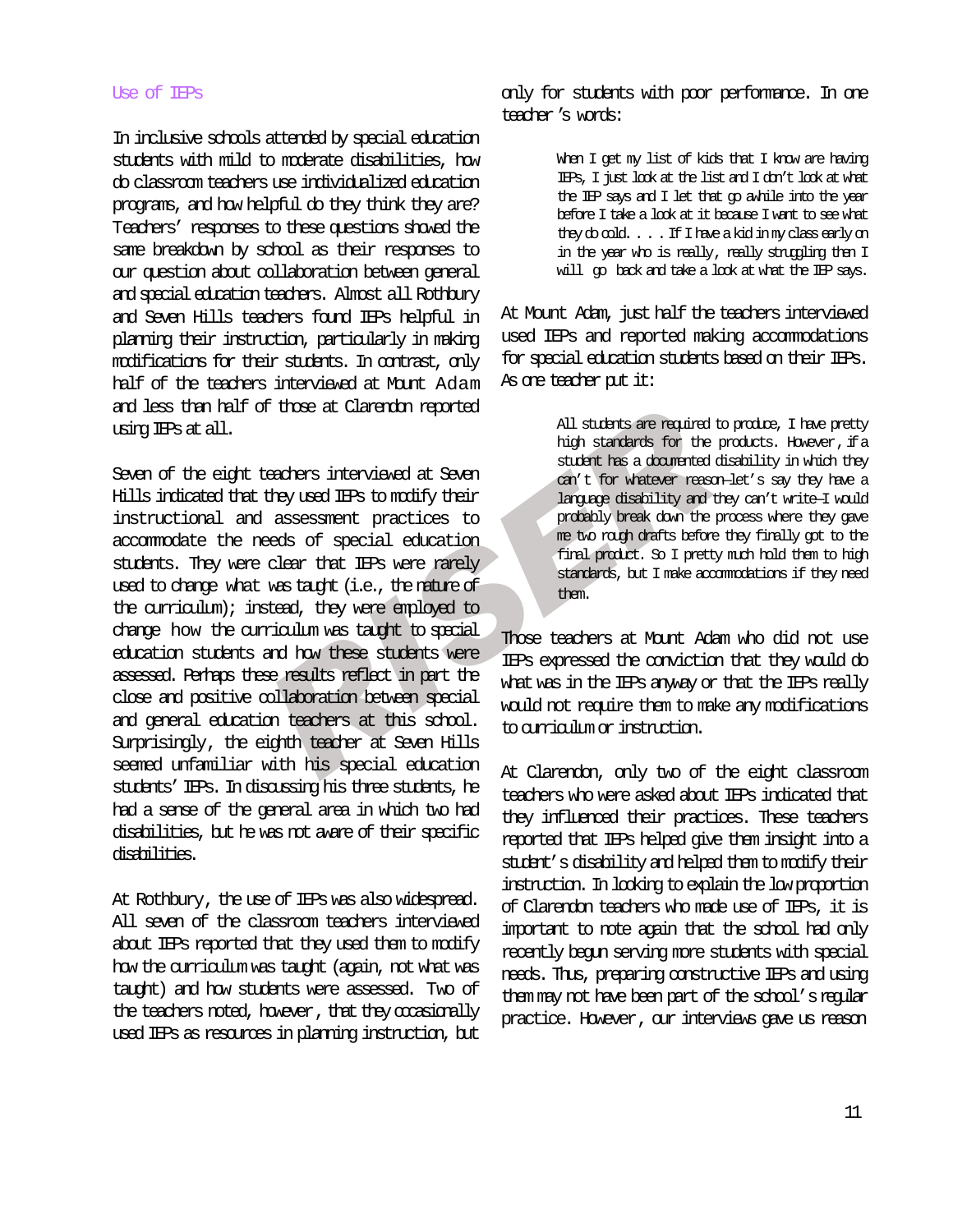### Use of IEPs

In inclusive schools attended by special education students with mild to moderate disabilities, how do classroom teachers use individualized education programs, and how helpful do they think they are? Teachers' responses to these questions showed the same breakdown by school as their responses to our question about collaboration between general and special education teachers. Almost all Rothbury and Seven Hills teachers found IEPs helpful in planning their instruction, particularly in making modifications for their students. In contrast, only half of the teachers interviewed at Mount Adam and less than half of those at Clarendon reported using IEPs at all.

Seven of the eight teachers interviewed at Seven Hills indicated that they used IEPs to modify their instructional and assessment practices to accommodate the needs of special education students. They were clear that IEPs were rarely used to change what was taught (i.e., the nature of the curriculum); instead, they were employed to change how the curriculum was taught to special education students and how these students were assessed. Perhaps these results reflect in part the close and positive collaboration between special and general education teachers at this school. Surprisingly, the eighth teacher at Seven Hills seemed unfamiliar with his special education students' IEPs. In discussing his three students, he had a sense of the general area in which two had disabilities, but he was not aware of their specific disabilities.

At Rothbury, the use of IEPs was also widespread. All seven of the classroom teachers interviewed about IEPs reported that they used them to modify how the curriculum was taught (again, not what was taught) and how students were assessed. Two of the teachers noted, however, that they occasionally used IEPs as resources in planning instruction, but only for students with poor performance. In one teacher's words:

> When I get my list of kids that I know are having IEPs, I just look at the list and I don't look at what the IEP says and I let that go awhile into the year before I take a look at it because I want to see what they do cold. . . . If I have a kid in my class early on in the year who is really, really struggling then I will go back and take a look at what the IEP says.

At Mount Adam, just half the teachers interviewed used IEPs and reported making accommodations for special education students based on their IEPs. As one teacher put it:

> All students are required to produce, I have pretty high standards for the products. However, if a student has a documented disability in which they can't for whatever reason—let's say they have a language disability and they can't write—I would probably break down the process where they gave me two rough drafts before they finally got to the final product. So I pretty much hold them to high standards, but I make accommodations if they need them.

Those teachers at Mount Adam who did not use IEPs expressed the conviction that they would do what was in the IEPs anyway or that the IEPs really would not require them to make any modifications to curriculum or instruction.

At Clarendon, only two of the eight classroom teachers who were asked about IEPs indicated that they influenced their practices. These teachers reported that IEPs helped give them insight into a student's disability and helped them to modify their instruction. In looking to explain the low proportion of Clarendon teachers who made use of IEPs, it is important to note again that the school had only recently begun serving more students with special needs. Thus, preparing constructive IEPs and using them may not have been part of the school's regular practice. However, our interviews gave us reason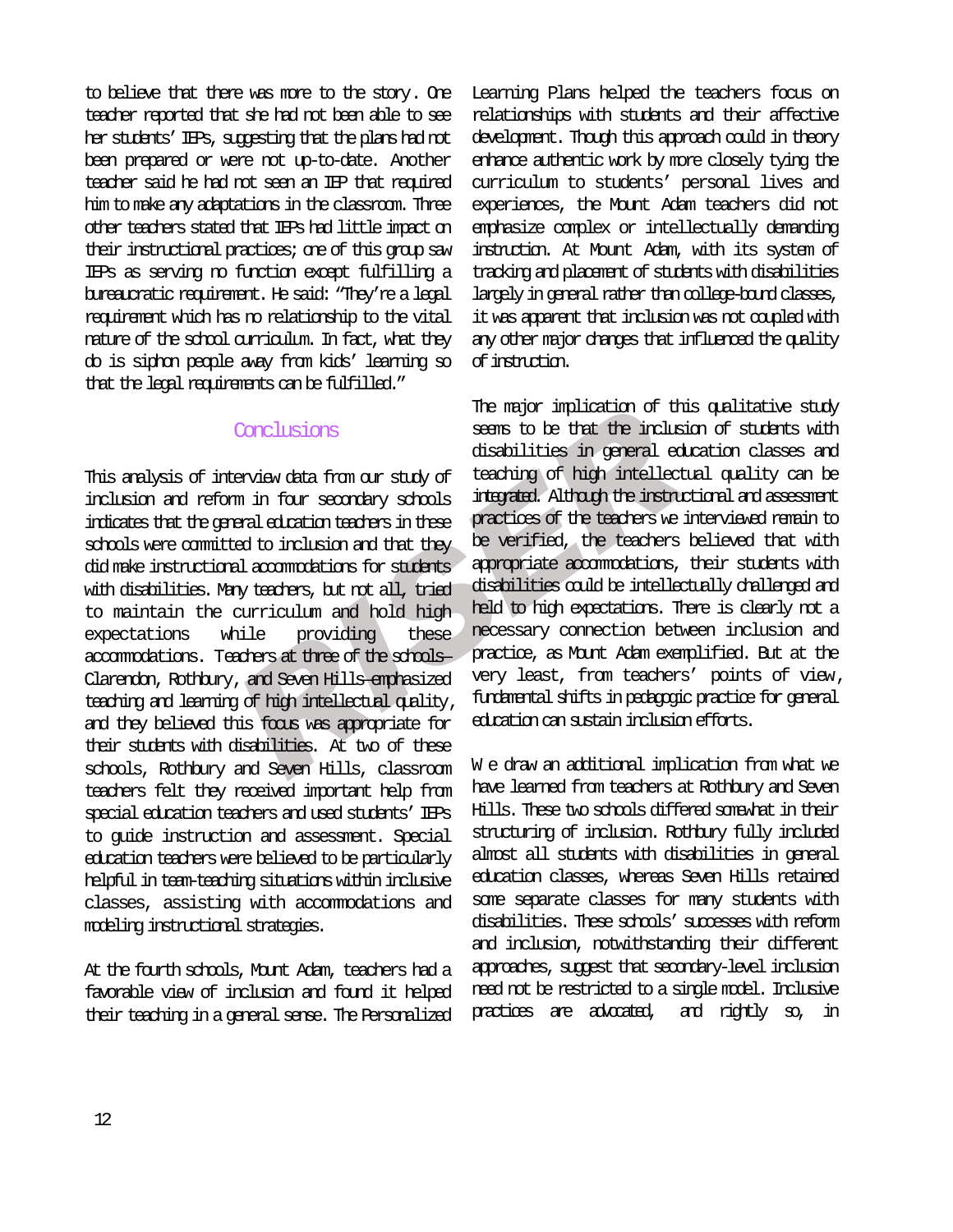to believe that there was more to the story. One teacher reported that she had not been able to see her students' IEPs, suggesting that the plans had not been prepared or were not up-to-date. Another teacher said he had not seen an IEP that required him to make any adaptations in the classroom. Three other teachers stated that IEPs had little impact on their instructional practices; one of this group saw IEPs as serving no function except fulfilling a bureaucratic requirement. He said: "They're a legal requirement which has no relationship to the vital nature of the school curriculum. In fact, what they do is siphon people away from kids' learning so that the legal requirements can be fulfilled."

## Conclusions

This analysis of interview data from our study of inclusion and reform in four secondary schools indicates that the general education teachers in these schools were committed to inclusion and that they did make instructional accommodations for students with disabilities. Many teachers, but not all, tried to maintain the curriculum and hold high expectations while providing these accommodations. Teachers at three of the schools—Clarendon, Rothbury, and Seven Hills—emphasized teaching and learning of high intellectual quality, and they believed this focus was appropriate for their students with disabilities. At two of these schools, Rothbury and Seven Hills, classroom teachers felt they received important help from special education teachers and used students' IEPs to guide instruction and assessment. Special education teachers were believed to be particularly helpful in team-teaching situations within inclusive classes, assisting with accommodations and modeling instructional strategies.

At the fourth schools, Mount Adam, teachers had a favorable view of inclusion and found it helped their teaching in a general sense. The Personalized Learning Plans helped the teachers focus on relationships with students and their affective development. Though this approach could in theory enhance authentic work by more closely tying the curriculum to students' personal lives and experiences, the Mount Adam teachers did not emphasize complex or intellectually demanding instruction. At Mount Adam, with its system of tracking and placement of students with disabilities largely in general rather than college-bound classes, it was apparent that inclusion was not coupled with any other major changes that influenced the quality of instruction.

The major implication of this qualitative study seems to be that the inclusion of students with disabilities in general education classes and teaching of high intellectual quality can be integrated. Although the instructional and assessment practices of the teachers we interviewed remain to be verified, the teachers believed that with appropriate accommodations, their students with disabilities could be intellectually challenged and held to high expectations. There is clearly not a necessary connection between inclusion and practice, as Mount Adam exemplified. But at the very least, from teachers' points of view, fundamental shifts in pedagogic practice for general education can sustain inclusion efforts.

We draw an additional implication from what we have learned from teachers at Rothbury and Seven Hills. These two schools differed somewhat in their structuring of inclusion. Rothbury fully included almost all students with disabilities in general education classes, whereas Seven Hills retained some separate classes for many students with disabilities. These schools' successes with reform and inclusion, notwithstanding their different approaches, suggest that secondary-level inclusion need not be restricted to a single model. Inclusive practices are advocated, and rightly so, in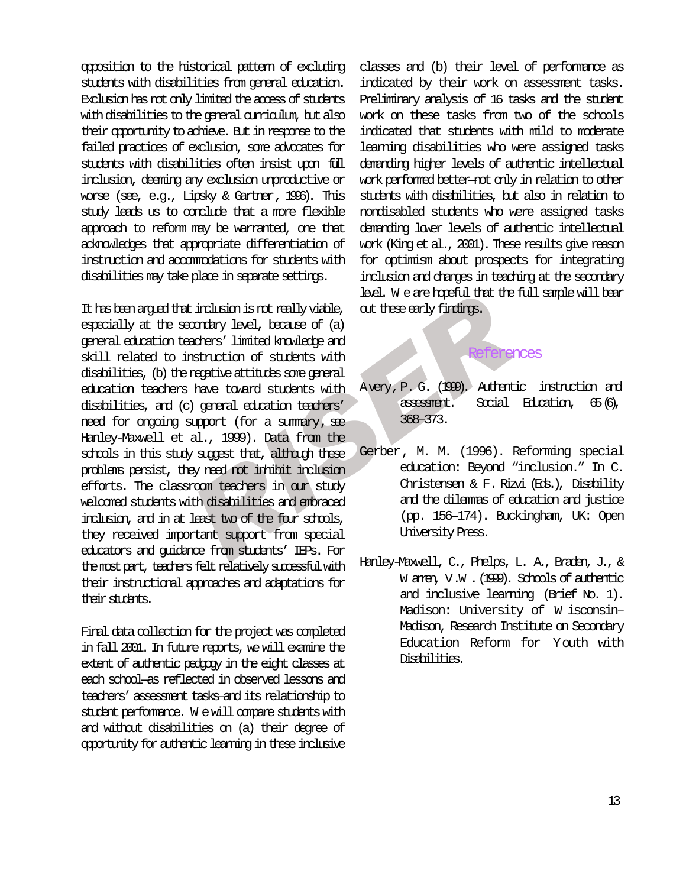opposition to the historical pattern of excluding students with disabilities from general education. Exclusion has not only limited the access of students with disabilities to the general curriculum, but also their opportunity to achieve. But in response to the failed practices of exclusion, some advocates for students with disabilities often insist upon full inclusion, deeming any exclusion unproductive or worse (see, e.g., Lipsky & Gartner, 1996). This study leads us to conclude that a more flexible approach to reform may be warranted, one that acknowledges that appropriate differentiation of instruction and accommodations for students with disabilities may take place in separate settings.

It has been argued that inclusion is not really viable, especially at the secondary level, because of (a) general education teachers' limited knowledge and skill related to instruction of students with disabilities, (b) the negative attitudes some general education teachers have toward students with disabilities, and (c) general education teachers' need for ongoing support (for a summary, see Hanley-Maxwell et al., 1999). Data from the schools in this study suggest that, although these problems persist, they need not inhibit inclusion efforts. The classroom teachers in our study welcomed students with disabilities and embraced inclusion, and in at least two of the four schools, they received important support from special educators and guidance from students' IEPs. For the most part, teachers felt relatively successful with their instructional approaches and adaptations for their students.

Final data collection for the project was completed in fall 2001. In future reports, we will examine the extent of authentic pedgogy in the eight classes at each school—as reflected in observed lessons and teachers' assessment tasks—and its relationship to student performance. We will compare students with and without disabilities on (a) their degree of opportunity for authentic learning in these inclusive classes and (b) their level of performance as indicated by their work on assessment tasks. Preliminary analysis of 16 tasks and the student work on these tasks from two of the schools indicated that students with mild to moderate learning disabilities who were assigned tasks demanding higher levels of authentic intellectual work performed better—not only in relation to other students with disabilities, but also in relation to nondisabled students who were assigned tasks demanding lower levels of authentic intellectual work (King et al., 2001). These results give reason for optimism about prospects for integrating inclusion and changes in teaching at the secondary level. We are hopeful that the full sample will bear out these early findings.

## References

Avery, P. G. (1999). Authentic instruction and assessment. Social Education, 65(6), 368–373.

Gerber, M. M. (1996). Reforming special education: Beyond "inclusion." In C. Christensen & F. Rizvi (Eds.), Disability and the dilemmas of education and justice (pp. 156–174). Buckingham, UK: Open University Press.

Hanley-Maxwell, C., Phelps, L. A., Braden, J., & Warren, V.W. (1999). Schools of authentic and inclusive learning (Brief No. 1). Madison: University of Wisconsin–Madison, Research Institute on Secondary Education Reform for Youth with Disabilities.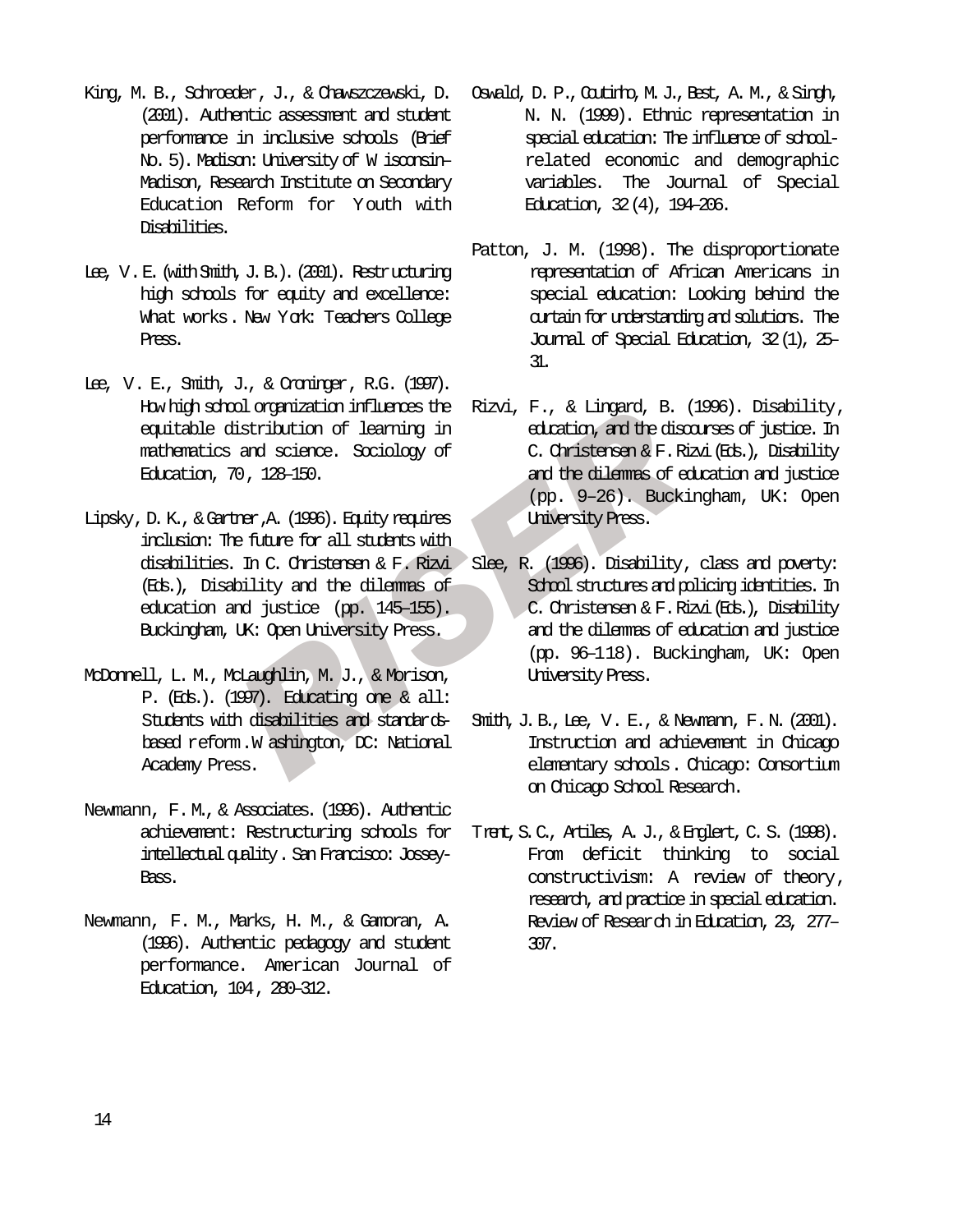King, M. B., Schroeder, J., & Chawszczewski, D. (2001). Authentic assessment and student performance in inclusive schools (Brief No. 5). Madison: University of Wisconsin–Madison, Research Institute on Secondary Education Reform for Youth with Disabilities.

Lee, V. E. (with Smith, J. B.). (2001). Restructuring high schools for equity and excellence: What works. New York: Teachers College Press.

Lee, V. E., Smith, J., & Croninger, R.G. (1997). How high school organization influences the equitable distribution of learning in mathematics and science. Sociology of Education, 70, 128–150.

Lipsky, D. K., & Gartner, A. (1996). Equity requires inclusion: The future for all students with disabilities. In C. Christensen & F. Rizvi (Eds.), Disability and the dilemmas of education and justice (pp. 145–155). Buckingham, UK: Open University Press.

McDonnell, L. M., McLaughlin, M. J., & Morison, P. (Eds.). (1997). Educating one & all: Students with disabilities and standards-based reform. Washington, DC: National Academy Press.

Newmann, F. M., & Associates. (1996). Authentic achievement: Restructuring schools for intellectual quality. San Francisco: Jossey-Bass.

Newmann, F. M., Marks, H. M., & Gamoran, A. (1996). Authentic pedagogy and student performance. American Journal of Education, 104, 280–312.

Oswald, D. P., Coutinho, M. J., Best, A. M., & Singh, N. N. (1999). Ethnic representation in special education: The influence of school-related economic and demographic variables. The Journal of Special Education, 32(4), 194–206.

Patton, J. M. (1998). The disproportionate representation of African Americans in special education: Looking behind the curtain for understanding and solutions. The Journal of Special Education, 32(1), 25–31.

Rizvi, F., & Lingard, B. (1996). Disability, education, and the discourses of justice. In C. Christensen & F. Rizvi (Eds.), Disability and the dilemmas of education and justice (pp. 9–26). Buckingham, UK: Open University Press.

Slee, R. (1996). Disability, class and poverty: School structures and policing identities. In C. Christensen & F. Rizvi (Eds.), Disability and the dilemmas of education and justice (pp. 96–118). Buckingham, UK: Open University Press.

Smith, J. B., Lee, V. E., & Newmann, F. N. (2001). Instruction and achievement in Chicago elementary schools. Chicago: Consortium on Chicago School Research.

Trent, S. C., Artiles, A. J., & Englert, C. S. (1998). From deficit thinking to social constructivism: A review of theory, research, and practice in special education. Review of Research in Education, 23, 277–307.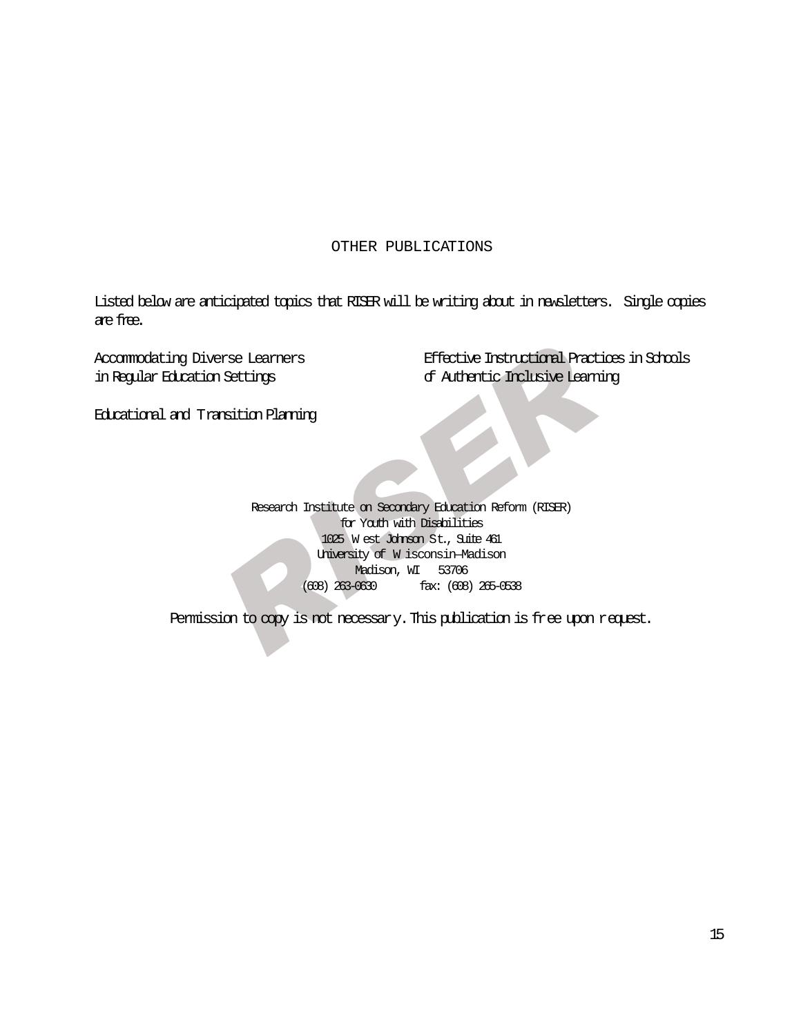## OTHER PUBLICATIONS

Listed below are anticipated topics that RISER will be writing about in newsletters. Single copies are free.

Accommodating Diverse Learners in Regular Education Settings

Effective Instructional Practices in Schools of Authentic Inclusive Learning

Educational and Transition Planning

Research Institute on Secondary Education Reform (RISER)
for Youth with Disabilities
1025 West Johnson St., Suite 461
University of Wisconsin–Madison
Madison, WI 53706
(608) 263-0630 fax: (608) 265-0538

Permission to copy is not necessary. This publication is free upon request.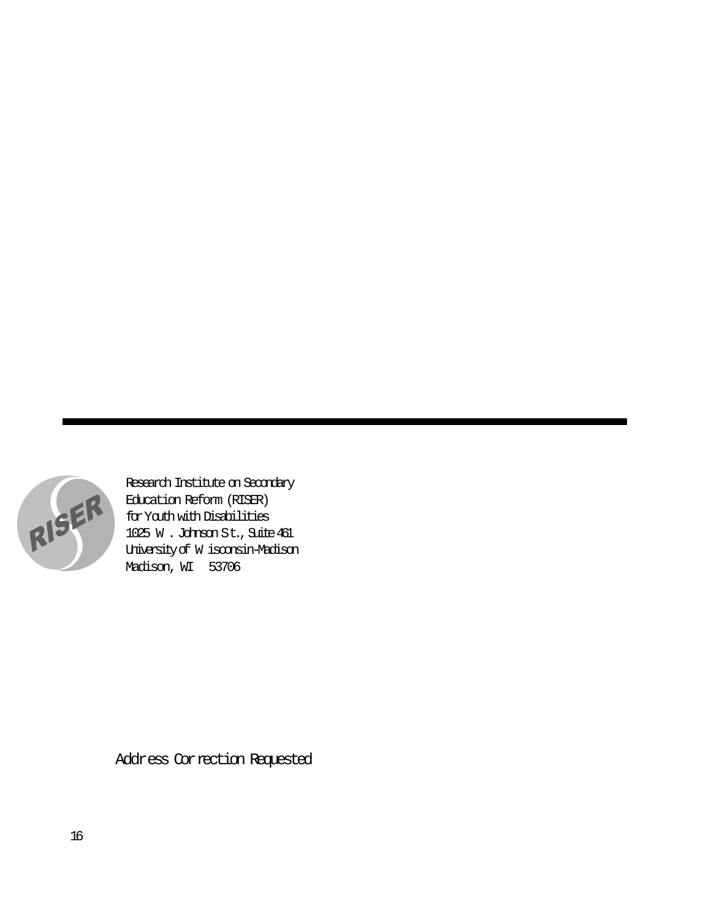Research Institute on Secondary
Education Reform (RISER)
for Youth with Disabilities
1025 W. Johnson St., Suite 461
University of Wisconsin-Madison
Madison, WI 53706

Address Correction Requested